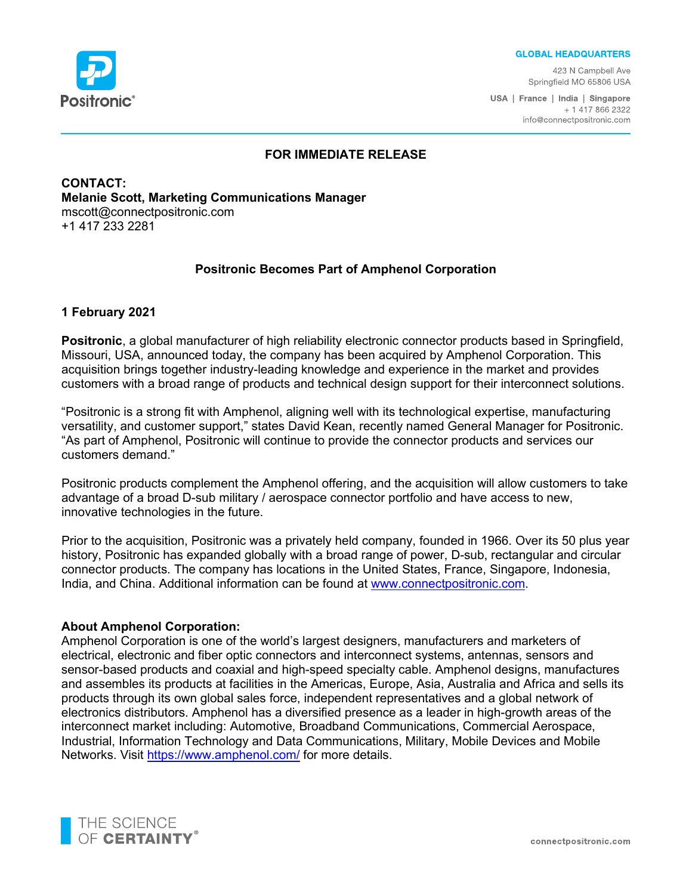Positronic®

**GLOBAL HEADQUARTERS**

423 N Campbell Ave
Springfield MO 65806 USA

**USA | France | India | Singapore**
+ 1 417 866 2322
info@connectpositronic.com

**FOR IMMEDIATE RELEASE**

**CONTACT:**
**Melanie Scott, Marketing Communications Manager**
mscott@connectpositronic.com
+1 417 233 2281

## Positronic Becomes Part of Amphenol Corporation

**1 February 2021**

**Positronic**, a global manufacturer of high reliability electronic connector products based in Springfield, Missouri, USA, announced today, the company has been acquired by Amphenol Corporation. This acquisition brings together industry-leading knowledge and experience in the market and provides customers with a broad range of products and technical design support for their interconnect solutions.

"Positronic is a strong fit with Amphenol, aligning well with its technological expertise, manufacturing versatility, and customer support," states David Kean, recently named General Manager for Positronic. "As part of Amphenol, Positronic will continue to provide the connector products and services our customers demand."

Positronic products complement the Amphenol offering, and the acquisition will allow customers to take advantage of a broad D-sub military / aerospace connector portfolio and have access to new, innovative technologies in the future.

Prior to the acquisition, Positronic was a privately held company, founded in 1966. Over its 50 plus year history, Positronic has expanded globally with a broad range of power, D-sub, rectangular and circular connector products. The company has locations in the United States, France, Singapore, Indonesia, India, and China. Additional information can be found at [www.connectpositronic.com](http://www.connectpositronic.com).

**About Amphenol Corporation:**
Amphenol Corporation is one of the world's largest designers, manufacturers and marketers of electrical, electronic and fiber optic connectors and interconnect systems, antennas, sensors and sensor-based products and coaxial and high-speed specialty cable. Amphenol designs, manufactures and assembles its products at facilities in the Americas, Europe, Asia, Australia and Africa and sells its products through its own global sales force, independent representatives and a global network of electronics distributors. Amphenol has a diversified presence as a leader in high-growth areas of the interconnect market including: Automotive, Broadband Communications, Commercial Aerospace, Industrial, Information Technology and Data Communications, Military, Mobile Devices and Mobile Networks. Visit [https://www.amphenol.com/](https://www.amphenol.com/) for more details.

THE SCIENCE OF **CERTAINTY**®

connectpositronic.com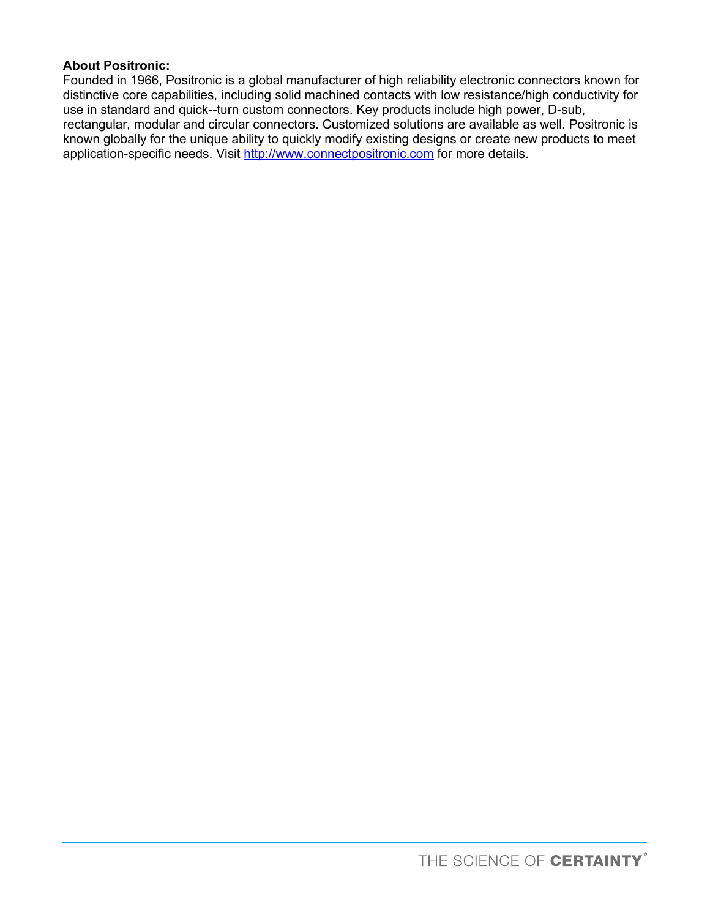**About Positronic:**

Founded in 1966, Positronic is a global manufacturer of high reliability electronic connectors known for distinctive core capabilities, including solid machined contacts with low resistance/high conductivity for use in standard and quick--turn custom connectors. Key products include high power, D-sub, rectangular, modular and circular connectors. Customized solutions are available as well. Positronic is known globally for the unique ability to quickly modify existing designs or create new products to meet application-specific needs. Visit [http://www.connectpositronic.com](http://www.connectpositronic.com) for more details.